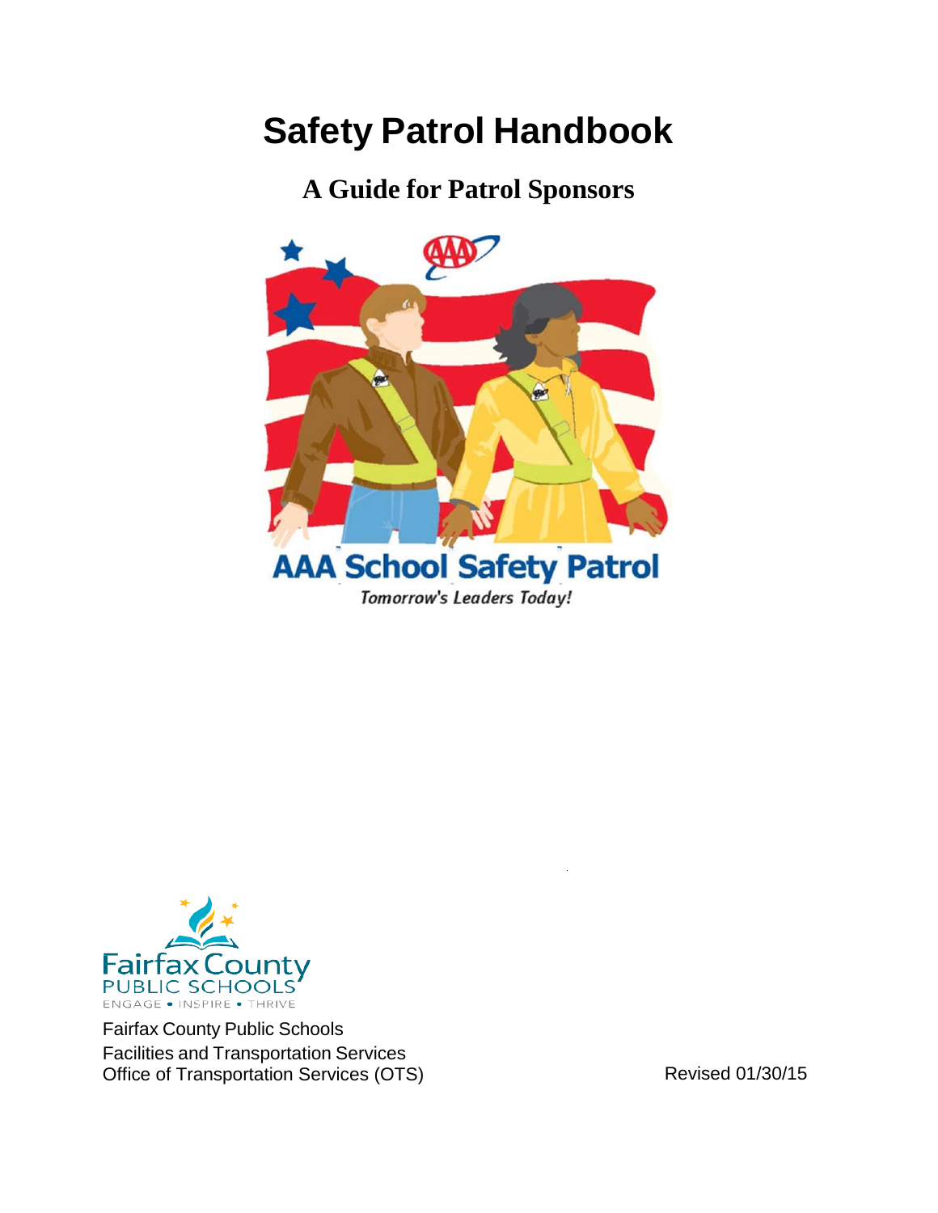# Safety Patrol Handbook

## A Guide for Patrol Sponsors

AAA School Safety Patrol

*Tomorrow's Leaders Today!*

Fairfax County Public Schools
Facilities and Transportation Services
Office of Transportation Services (OTS)

Revised 01/30/15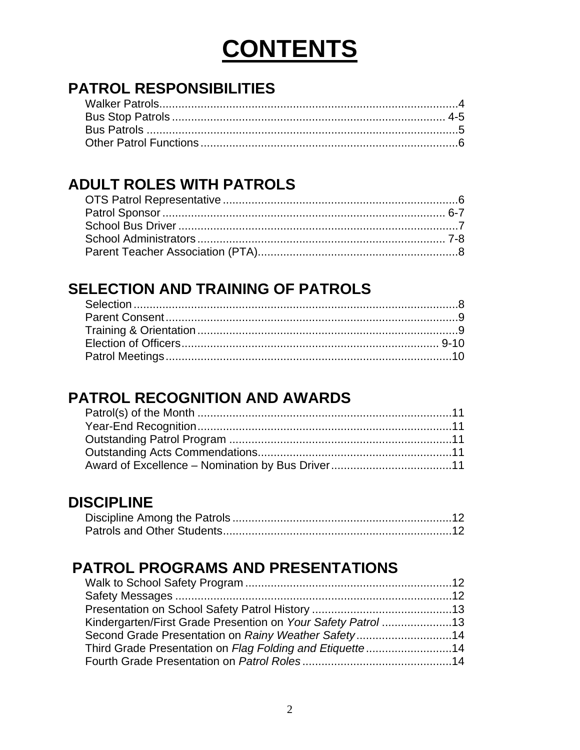# CONTENTS

## PATROL RESPONSIBILITIES

Walker Patrols..........................................................................................4
Bus Stop Patrols ...................................................................................... 4-5
Bus Patrols ...............................................................................................5
Other Patrol Functions ...............................................................................6

## ADULT ROLES WITH PATROLS

OTS Patrol Representative .........................................................................6
Patrol Sponsor .......................................................................................... 6-7
School Bus Driver .......................................................................................7
School Administrators ............................................................................... 7-8
Parent Teacher Association (PTA)..............................................................8

## SELECTION AND TRAINING OF PATROLS

Selection .....................................................................................................8
Parent Consent ...........................................................................................9
Training & Orientation .................................................................................9
Election of Officers................................................................................. 9-10
Patrol Meetings..........................................................................................10

## PATROL RECOGNITION AND AWARDS

Patrol(s) of the Month ...............................................................................11
Year-End Recognition................................................................................11
Outstanding Patrol Program ......................................................................11
Outstanding Acts Commendations.............................................................11
Award of Excellence – Nomination by Bus Driver......................................11

## DISCIPLINE

Discipline Among the Patrols ....................................................................12
Patrols and Other Students........................................................................12

## PATROL PROGRAMS AND PRESENTATIONS

Walk to School Safety Program ................................................................12
Safety Messages .......................................................................................12
Presentation on School Safety Patrol History ............................................13
Kindergarten/First Grade Presention on *Your Safety Patrol* ......................13
Second Grade Presentation on *Rainy Weather Safety* ..............................14
Third Grade Presentation on *Flag Folding and Etiquette* ...........................14
Fourth Grade Presentation on *Patrol Roles* ...............................................14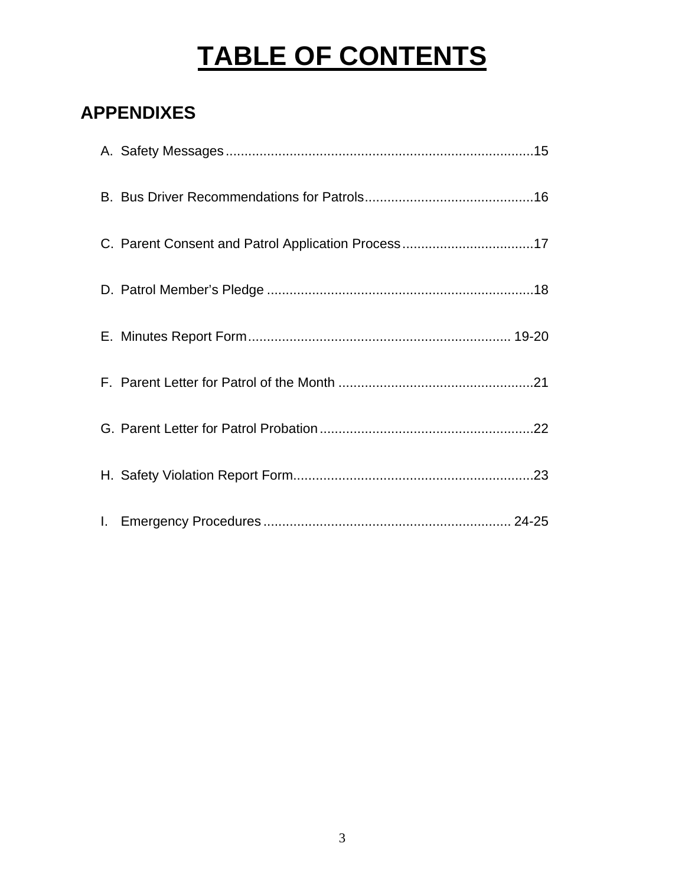# TABLE OF CONTENTS

## APPENDIXES

A. Safety Messages ........................................................................ 15

B. Bus Driver Recommendations for Patrols ........................................ 16

C. Parent Consent and Patrol Application Process ............................... 17

D. Patrol Member's Pledge ................................................................ 18

E. Minutes Report Form ................................................................ 19-20

F. Parent Letter for Patrol of the Month ............................................. 21

G. Parent Letter for Patrol Probation .................................................. 22

H. Safety Violation Report Form ........................................................ 23

I. Emergency Procedures ............................................................ 24-25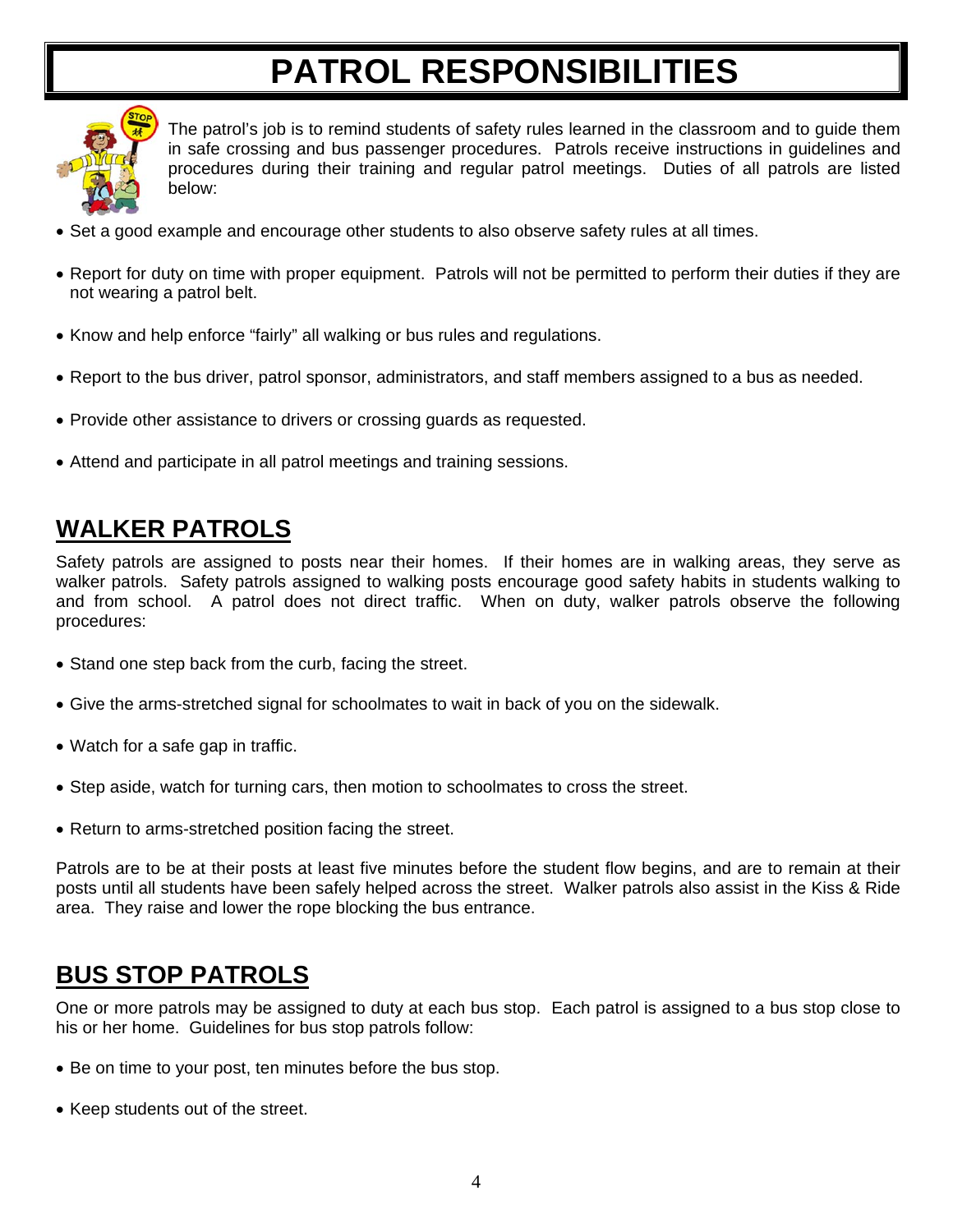# PATROL RESPONSIBILITIES

The patrol's job is to remind students of safety rules learned in the classroom and to guide them in safe crossing and bus passenger procedures. Patrols receive instructions in guidelines and procedures during their training and regular patrol meetings. Duties of all patrols are listed below:

- Set a good example and encourage other students to also observe safety rules at all times.
- Report for duty on time with proper equipment. Patrols will not be permitted to perform their duties if they are not wearing a patrol belt.
- Know and help enforce "fairly" all walking or bus rules and regulations.
- Report to the bus driver, patrol sponsor, administrators, and staff members assigned to a bus as needed.
- Provide other assistance to drivers or crossing guards as requested.
- Attend and participate in all patrol meetings and training sessions.

## WALKER PATROLS

Safety patrols are assigned to posts near their homes. If their homes are in walking areas, they serve as walker patrols. Safety patrols assigned to walking posts encourage good safety habits in students walking to and from school. A patrol does not direct traffic. When on duty, walker patrols observe the following procedures:

- Stand one step back from the curb, facing the street.
- Give the arms-stretched signal for schoolmates to wait in back of you on the sidewalk.
- Watch for a safe gap in traffic.
- Step aside, watch for turning cars, then motion to schoolmates to cross the street.
- Return to arms-stretched position facing the street.

Patrols are to be at their posts at least five minutes before the student flow begins, and are to remain at their posts until all students have been safely helped across the street. Walker patrols also assist in the Kiss & Ride area. They raise and lower the rope blocking the bus entrance.

## BUS STOP PATROLS

One or more patrols may be assigned to duty at each bus stop. Each patrol is assigned to a bus stop close to his or her home. Guidelines for bus stop patrols follow:

- Be on time to your post, ten minutes before the bus stop.
- Keep students out of the street.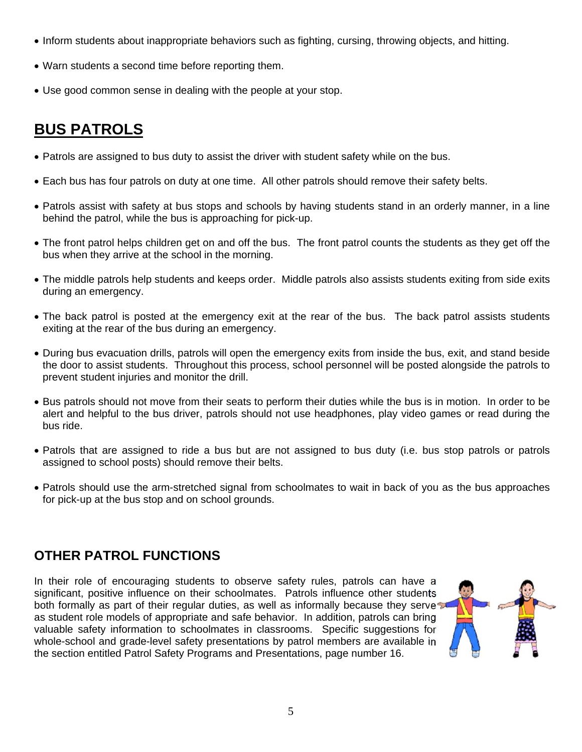- Inform students about inappropriate behaviors such as fighting, cursing, throwing objects, and hitting.
- Warn students a second time before reporting them.
- Use good common sense in dealing with the people at your stop.

## BUS PATROLS

- Patrols are assigned to bus duty to assist the driver with student safety while on the bus.
- Each bus has four patrols on duty at one time. All other patrols should remove their safety belts.
- Patrols assist with safety at bus stops and schools by having students stand in an orderly manner, in a line behind the patrol, while the bus is approaching for pick-up.
- The front patrol helps children get on and off the bus. The front patrol counts the students as they get off the bus when they arrive at the school in the morning.
- The middle patrols help students and keeps order. Middle patrols also assists students exiting from side exits during an emergency.
- The back patrol is posted at the emergency exit at the rear of the bus. The back patrol assists students exiting at the rear of the bus during an emergency.
- During bus evacuation drills, patrols will open the emergency exits from inside the bus, exit, and stand beside the door to assist students. Throughout this process, school personnel will be posted alongside the patrols to prevent student injuries and monitor the drill.
- Bus patrols should not move from their seats to perform their duties while the bus is in motion. In order to be alert and helpful to the bus driver, patrols should not use headphones, play video games or read during the bus ride.
- Patrols that are assigned to ride a bus but are not assigned to bus duty (i.e. bus stop patrols or patrols assigned to school posts) should remove their belts.
- Patrols should use the arm-stretched signal from schoolmates to wait in back of you as the bus approaches for pick-up at the bus stop and on school grounds.

### OTHER PATROL FUNCTIONS

In their role of encouraging students to observe safety rules, patrols can have a significant, positive influence on their schoolmates. Patrols influence other students both formally as part of their regular duties, as well as informally because they serve as student role models of appropriate and safe behavior. In addition, patrols can bring valuable safety information to schoolmates in classrooms. Specific suggestions for whole-school and grade-level safety presentations by patrol members are available in the section entitled Patrol Safety Programs and Presentations, page number 16.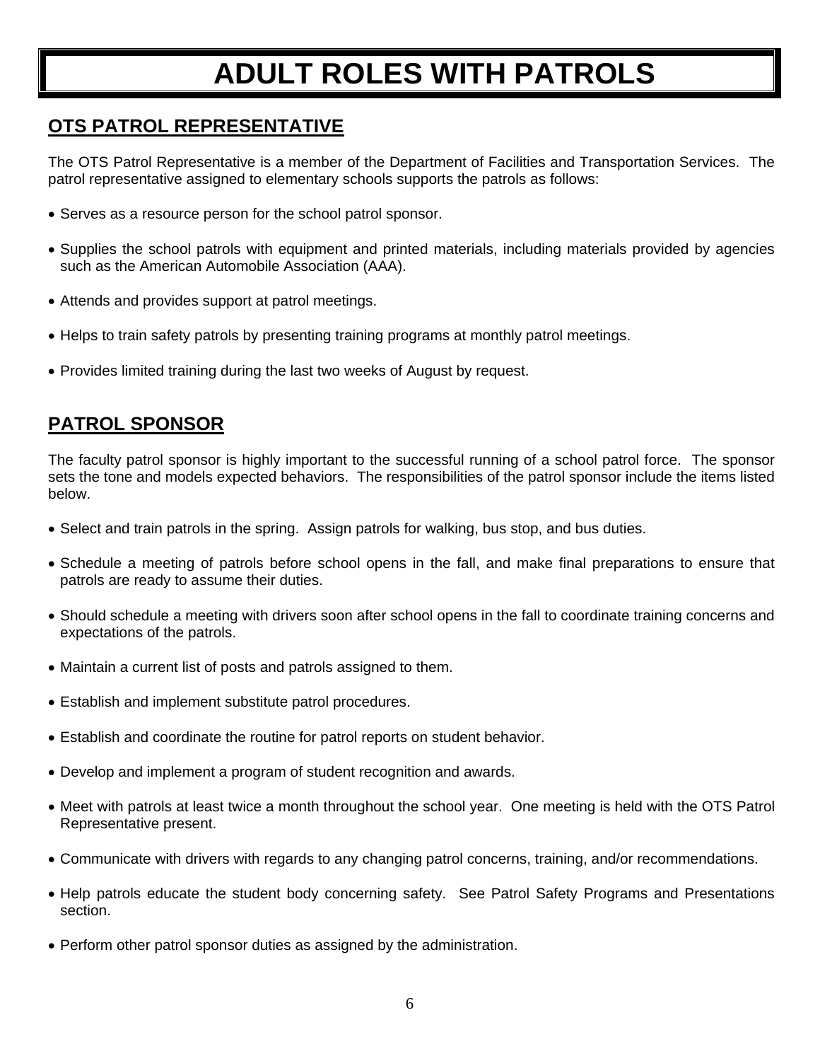# ADULT ROLES WITH PATROLS

## OTS PATROL REPRESENTATIVE

The OTS Patrol Representative is a member of the Department of Facilities and Transportation Services. The patrol representative assigned to elementary schools supports the patrols as follows:

- Serves as a resource person for the school patrol sponsor.
- Supplies the school patrols with equipment and printed materials, including materials provided by agencies such as the American Automobile Association (AAA).
- Attends and provides support at patrol meetings.
- Helps to train safety patrols by presenting training programs at monthly patrol meetings.
- Provides limited training during the last two weeks of August by request.

## PATROL SPONSOR

The faculty patrol sponsor is highly important to the successful running of a school patrol force. The sponsor sets the tone and models expected behaviors. The responsibilities of the patrol sponsor include the items listed below.

- Select and train patrols in the spring. Assign patrols for walking, bus stop, and bus duties.
- Schedule a meeting of patrols before school opens in the fall, and make final preparations to ensure that patrols are ready to assume their duties.
- Should schedule a meeting with drivers soon after school opens in the fall to coordinate training concerns and expectations of the patrols.
- Maintain a current list of posts and patrols assigned to them.
- Establish and implement substitute patrol procedures.
- Establish and coordinate the routine for patrol reports on student behavior.
- Develop and implement a program of student recognition and awards.
- Meet with patrols at least twice a month throughout the school year. One meeting is held with the OTS Patrol Representative present.
- Communicate with drivers with regards to any changing patrol concerns, training, and/or recommendations.
- Help patrols educate the student body concerning safety. See Patrol Safety Programs and Presentations section.
- Perform other patrol sponsor duties as assigned by the administration.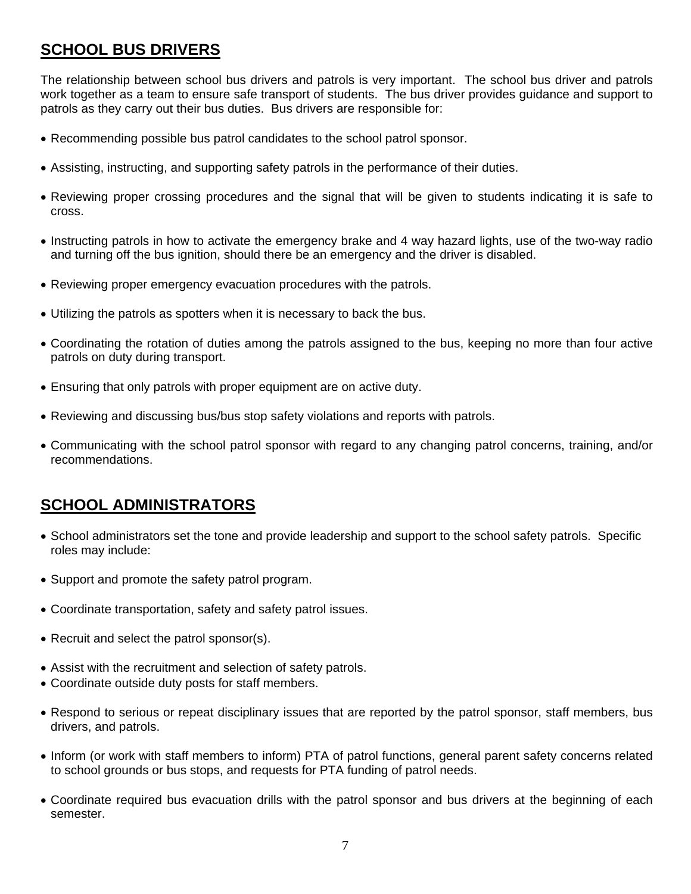## SCHOOL BUS DRIVERS

The relationship between school bus drivers and patrols is very important. The school bus driver and patrols work together as a team to ensure safe transport of students. The bus driver provides guidance and support to patrols as they carry out their bus duties. Bus drivers are responsible for:

- Recommending possible bus patrol candidates to the school patrol sponsor.
- Assisting, instructing, and supporting safety patrols in the performance of their duties.
- Reviewing proper crossing procedures and the signal that will be given to students indicating it is safe to cross.
- Instructing patrols in how to activate the emergency brake and 4 way hazard lights, use of the two-way radio and turning off the bus ignition, should there be an emergency and the driver is disabled.
- Reviewing proper emergency evacuation procedures with the patrols.
- Utilizing the patrols as spotters when it is necessary to back the bus.
- Coordinating the rotation of duties among the patrols assigned to the bus, keeping no more than four active patrols on duty during transport.
- Ensuring that only patrols with proper equipment are on active duty.
- Reviewing and discussing bus/bus stop safety violations and reports with patrols.
- Communicating with the school patrol sponsor with regard to any changing patrol concerns, training, and/or recommendations.

## SCHOOL ADMINISTRATORS

- School administrators set the tone and provide leadership and support to the school safety patrols. Specific roles may include:
- Support and promote the safety patrol program.
- Coordinate transportation, safety and safety patrol issues.
- Recruit and select the patrol sponsor(s).
- Assist with the recruitment and selection of safety patrols.
- Coordinate outside duty posts for staff members.
- Respond to serious or repeat disciplinary issues that are reported by the patrol sponsor, staff members, bus drivers, and patrols.
- Inform (or work with staff members to inform) PTA of patrol functions, general parent safety concerns related to school grounds or bus stops, and requests for PTA funding of patrol needs.
- Coordinate required bus evacuation drills with the patrol sponsor and bus drivers at the beginning of each semester.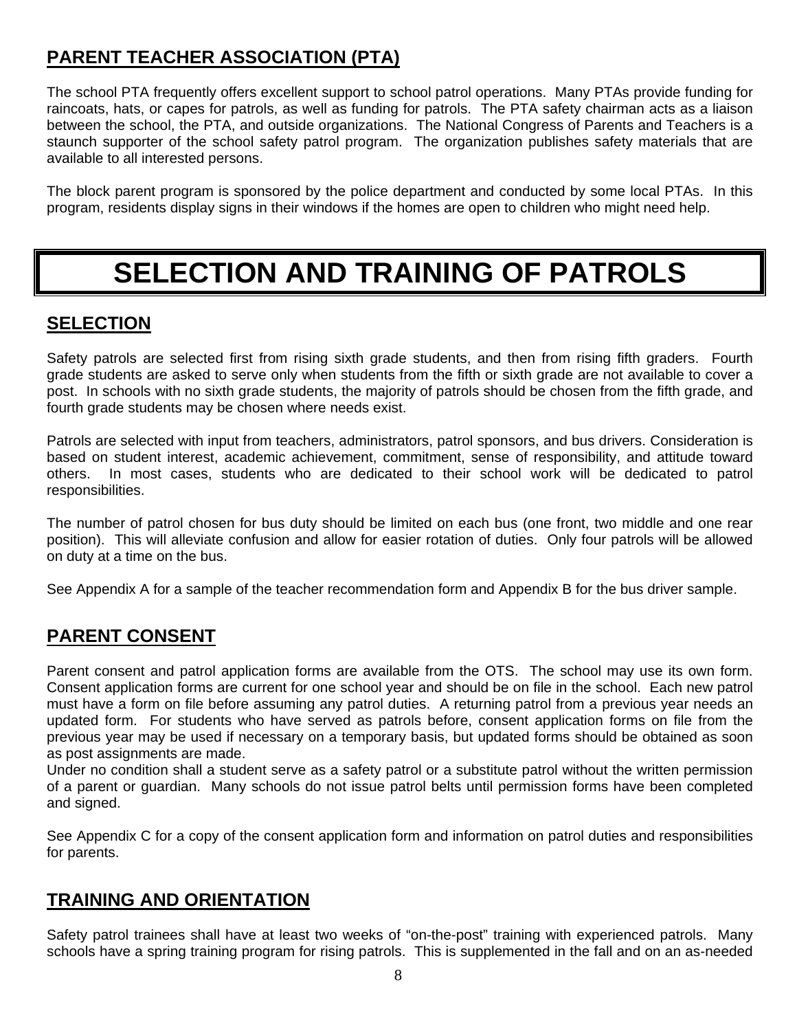## PARENT TEACHER ASSOCIATION (PTA)

The school PTA frequently offers excellent support to school patrol operations. Many PTAs provide funding for raincoats, hats, or capes for patrols, as well as funding for patrols. The PTA safety chairman acts as a liaison between the school, the PTA, and outside organizations. The National Congress of Parents and Teachers is a staunch supporter of the school safety patrol program. The organization publishes safety materials that are available to all interested persons.

The block parent program is sponsored by the police department and conducted by some local PTAs. In this program, residents display signs in their windows if the homes are open to children who might need help.

# SELECTION AND TRAINING OF PATROLS

## SELECTION

Safety patrols are selected first from rising sixth grade students, and then from rising fifth graders. Fourth grade students are asked to serve only when students from the fifth or sixth grade are not available to cover a post. In schools with no sixth grade students, the majority of patrols should be chosen from the fifth grade, and fourth grade students may be chosen where needs exist.

Patrols are selected with input from teachers, administrators, patrol sponsors, and bus drivers. Consideration is based on student interest, academic achievement, commitment, sense of responsibility, and attitude toward others. In most cases, students who are dedicated to their school work will be dedicated to patrol responsibilities.

The number of patrol chosen for bus duty should be limited on each bus (one front, two middle and one rear position). This will alleviate confusion and allow for easier rotation of duties. Only four patrols will be allowed on duty at a time on the bus.

See Appendix A for a sample of the teacher recommendation form and Appendix B for the bus driver sample.

## PARENT CONSENT

Parent consent and patrol application forms are available from the OTS. The school may use its own form. Consent application forms are current for one school year and should be on file in the school. Each new patrol must have a form on file before assuming any patrol duties. A returning patrol from a previous year needs an updated form. For students who have served as patrols before, consent application forms on file from the previous year may be used if necessary on a temporary basis, but updated forms should be obtained as soon as post assignments are made.
Under no condition shall a student serve as a safety patrol or a substitute patrol without the written permission of a parent or guardian. Many schools do not issue patrol belts until permission forms have been completed and signed.

See Appendix C for a copy of the consent application form and information on patrol duties and responsibilities for parents.

## TRAINING AND ORIENTATION

Safety patrol trainees shall have at least two weeks of "on-the-post" training with experienced patrols. Many schools have a spring training program for rising patrols. This is supplemented in the fall and on an as-needed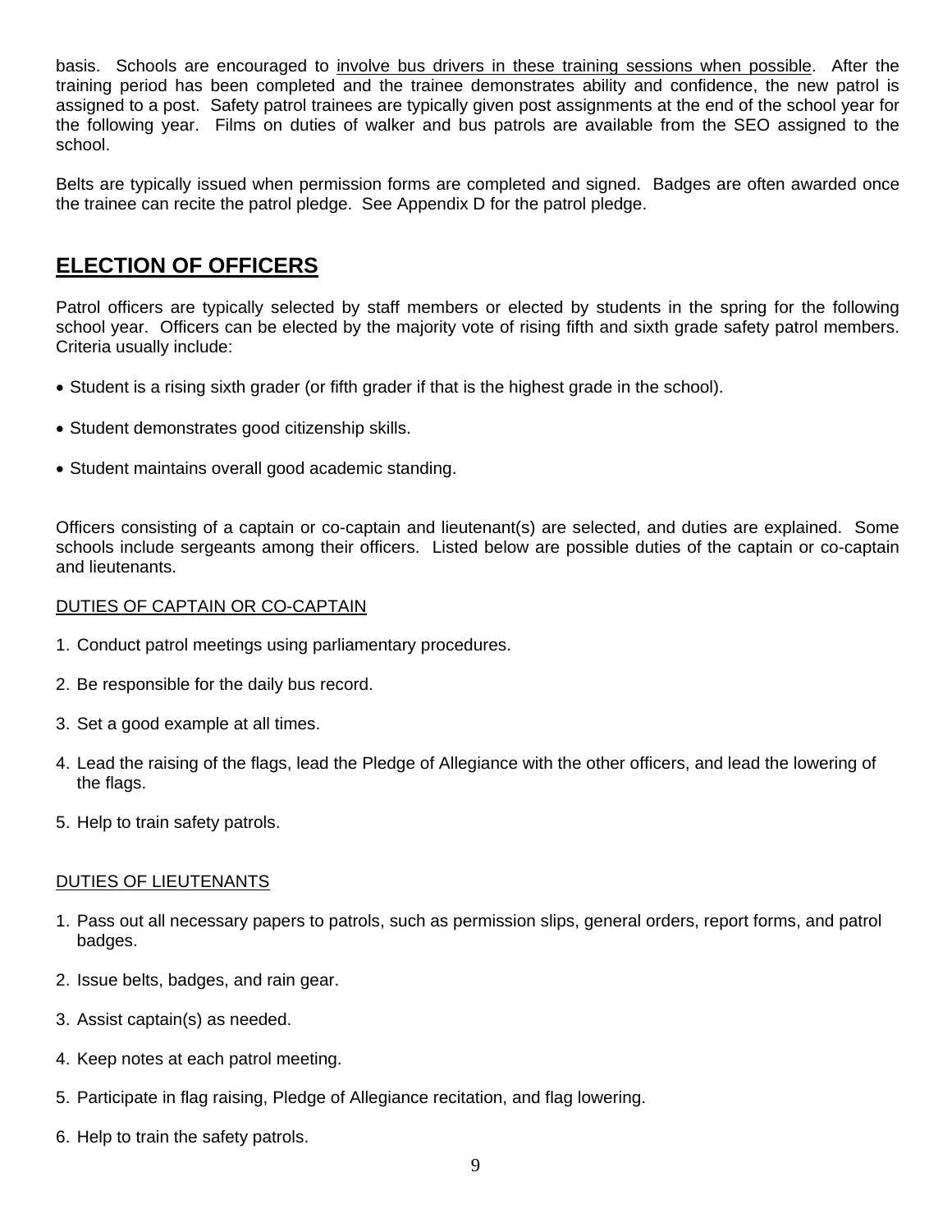basis. Schools are encouraged to <u>involve bus drivers in these training sessions when possible</u>. After the training period has been completed and the trainee demonstrates ability and confidence, the new patrol is assigned to a post. Safety patrol trainees are typically given post assignments at the end of the school year for the following year. Films on duties of walker and bus patrols are available from the SEO assigned to the school.

Belts are typically issued when permission forms are completed and signed. Badges are often awarded once the trainee can recite the patrol pledge. See Appendix D for the patrol pledge.

## ELECTION OF OFFICERS

Patrol officers are typically selected by staff members or elected by students in the spring for the following school year. Officers can be elected by the majority vote of rising fifth and sixth grade safety patrol members. Criteria usually include:

- Student is a rising sixth grader (or fifth grader if that is the highest grade in the school).
- Student demonstrates good citizenship skills.
- Student maintains overall good academic standing.

Officers consisting of a captain or co-captain and lieutenant(s) are selected, and duties are explained. Some schools include sergeants among their officers. Listed below are possible duties of the captain or co-captain and lieutenants.

### <u>DUTIES OF CAPTAIN OR CO-CAPTAIN</u>

1. Conduct patrol meetings using parliamentary procedures.
2. Be responsible for the daily bus record.
3. Set a good example at all times.
4. Lead the raising of the flags, lead the Pledge of Allegiance with the other officers, and lead the lowering of the flags.
5. Help to train safety patrols.

### <u>DUTIES OF LIEUTENANTS</u>

1. Pass out all necessary papers to patrols, such as permission slips, general orders, report forms, and patrol badges.
2. Issue belts, badges, and rain gear.
3. Assist captain(s) as needed.
4. Keep notes at each patrol meeting.
5. Participate in flag raising, Pledge of Allegiance recitation, and flag lowering.
6. Help to train the safety patrols.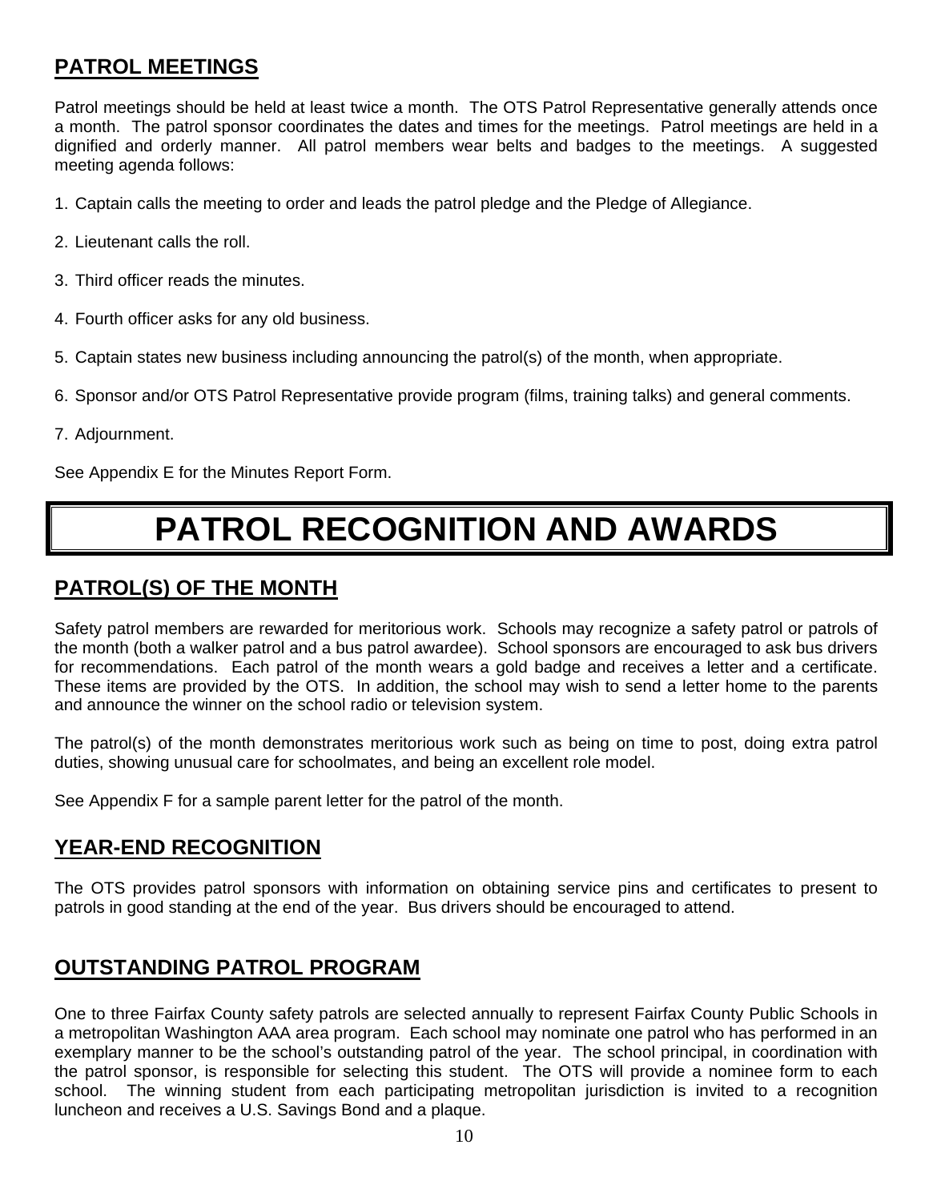## PATROL MEETINGS

Patrol meetings should be held at least twice a month. The OTS Patrol Representative generally attends once a month. The patrol sponsor coordinates the dates and times for the meetings. Patrol meetings are held in a dignified and orderly manner. All patrol members wear belts and badges to the meetings. A suggested meeting agenda follows:

1. Captain calls the meeting to order and leads the patrol pledge and the Pledge of Allegiance.
2. Lieutenant calls the roll.
3. Third officer reads the minutes.
4. Fourth officer asks for any old business.
5. Captain states new business including announcing the patrol(s) of the month, when appropriate.
6. Sponsor and/or OTS Patrol Representative provide program (films, training talks) and general comments.
7. Adjournment.

See Appendix E for the Minutes Report Form.

# PATROL RECOGNITION AND AWARDS

## PATROL(S) OF THE MONTH

Safety patrol members are rewarded for meritorious work. Schools may recognize a safety patrol or patrols of the month (both a walker patrol and a bus patrol awardee). School sponsors are encouraged to ask bus drivers for recommendations. Each patrol of the month wears a gold badge and receives a letter and a certificate. These items are provided by the OTS. In addition, the school may wish to send a letter home to the parents and announce the winner on the school radio or television system.

The patrol(s) of the month demonstrates meritorious work such as being on time to post, doing extra patrol duties, showing unusual care for schoolmates, and being an excellent role model.

See Appendix F for a sample parent letter for the patrol of the month.

## YEAR-END RECOGNITION

The OTS provides patrol sponsors with information on obtaining service pins and certificates to present to patrols in good standing at the end of the year. Bus drivers should be encouraged to attend.

## OUTSTANDING PATROL PROGRAM

One to three Fairfax County safety patrols are selected annually to represent Fairfax County Public Schools in a metropolitan Washington AAA area program. Each school may nominate one patrol who has performed in an exemplary manner to be the school's outstanding patrol of the year. The school principal, in coordination with the patrol sponsor, is responsible for selecting this student. The OTS will provide a nominee form to each school. The winning student from each participating metropolitan jurisdiction is invited to a recognition luncheon and receives a U.S. Savings Bond and a plaque.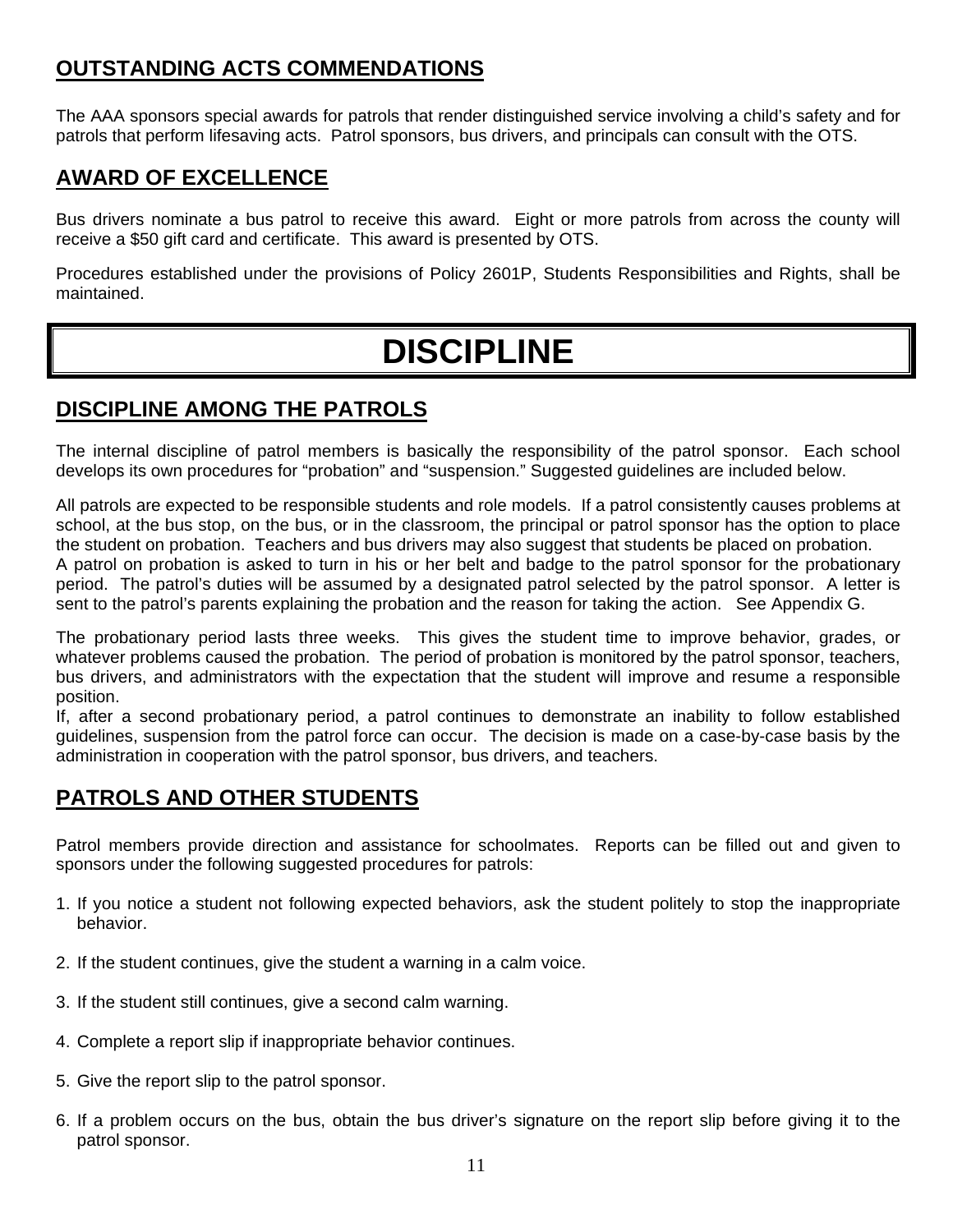## OUTSTANDING ACTS COMMENDATIONS

The AAA sponsors special awards for patrols that render distinguished service involving a child's safety and for patrols that perform lifesaving acts. Patrol sponsors, bus drivers, and principals can consult with the OTS.

## AWARD OF EXCELLENCE

Bus drivers nominate a bus patrol to receive this award. Eight or more patrols from across the county will receive a $50 gift card and certificate. This award is presented by OTS.

Procedures established under the provisions of Policy 2601P, Students Responsibilities and Rights, shall be maintained.

# DISCIPLINE

## DISCIPLINE AMONG THE PATROLS

The internal discipline of patrol members is basically the responsibility of the patrol sponsor. Each school develops its own procedures for "probation" and "suspension." Suggested guidelines are included below.

All patrols are expected to be responsible students and role models. If a patrol consistently causes problems at school, at the bus stop, on the bus, or in the classroom, the principal or patrol sponsor has the option to place the student on probation. Teachers and bus drivers may also suggest that students be placed on probation.
A patrol on probation is asked to turn in his or her belt and badge to the patrol sponsor for the probationary period. The patrol's duties will be assumed by a designated patrol selected by the patrol sponsor. A letter is sent to the patrol's parents explaining the probation and the reason for taking the action. See Appendix G.

The probationary period lasts three weeks. This gives the student time to improve behavior, grades, or whatever problems caused the probation. The period of probation is monitored by the patrol sponsor, teachers, bus drivers, and administrators with the expectation that the student will improve and resume a responsible position.
If, after a second probationary period, a patrol continues to demonstrate an inability to follow established guidelines, suspension from the patrol force can occur. The decision is made on a case-by-case basis by the administration in cooperation with the patrol sponsor, bus drivers, and teachers.

## PATROLS AND OTHER STUDENTS

Patrol members provide direction and assistance for schoolmates. Reports can be filled out and given to sponsors under the following suggested procedures for patrols:

1. If you notice a student not following expected behaviors, ask the student politely to stop the inappropriate behavior.

2. If the student continues, give the student a warning in a calm voice.

3. If the student still continues, give a second calm warning.

4. Complete a report slip if inappropriate behavior continues.

5. Give the report slip to the patrol sponsor.

6. If a problem occurs on the bus, obtain the bus driver's signature on the report slip before giving it to the patrol sponsor.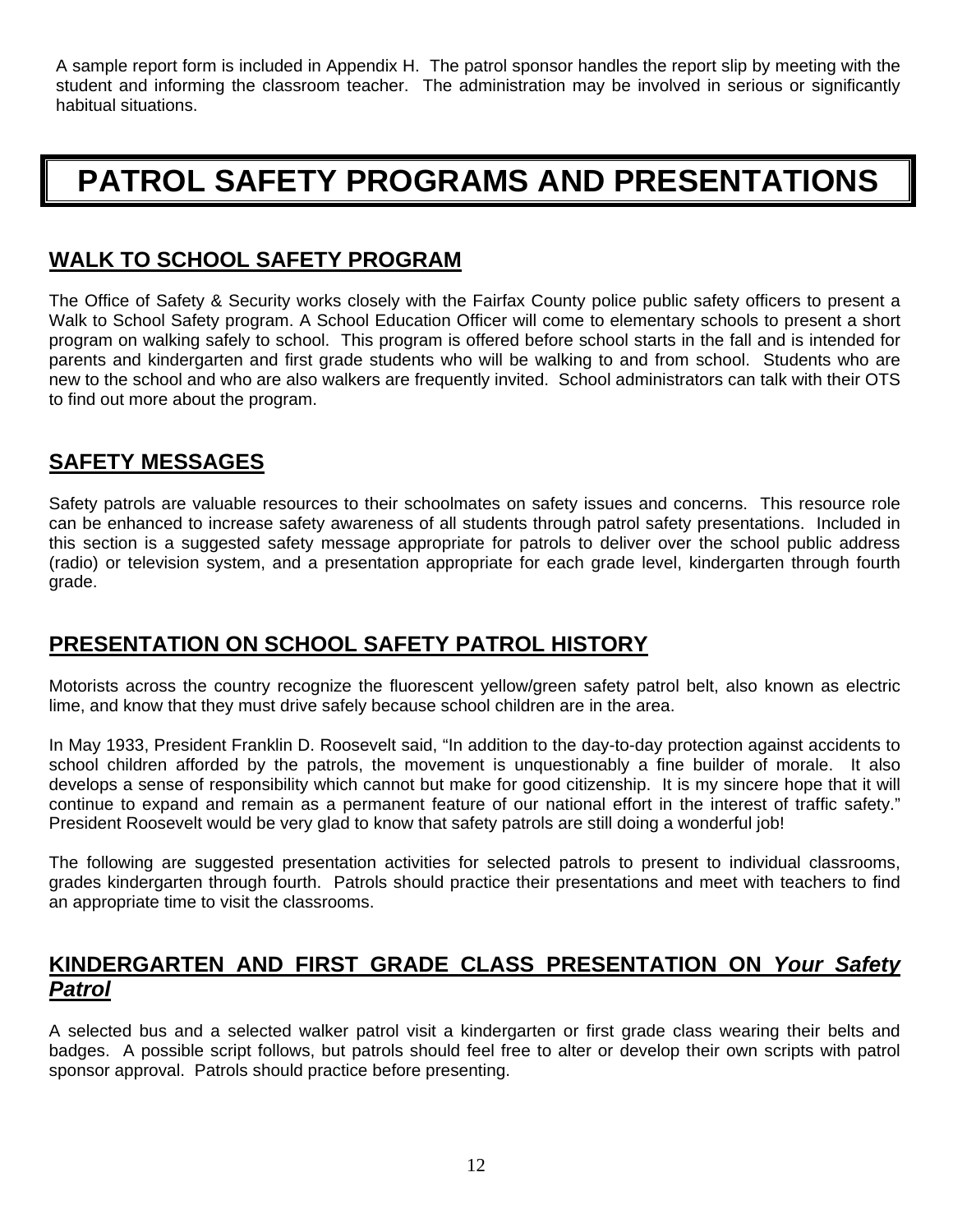A sample report form is included in Appendix H. The patrol sponsor handles the report slip by meeting with the student and informing the classroom teacher. The administration may be involved in serious or significantly habitual situations.

# PATROL SAFETY PROGRAMS AND PRESENTATIONS

## WALK TO SCHOOL SAFETY PROGRAM

The Office of Safety & Security works closely with the Fairfax County police public safety officers to present a Walk to School Safety program. A School Education Officer will come to elementary schools to present a short program on walking safely to school. This program is offered before school starts in the fall and is intended for parents and kindergarten and first grade students who will be walking to and from school. Students who are new to the school and who are also walkers are frequently invited. School administrators can talk with their OTS to find out more about the program.

## SAFETY MESSAGES

Safety patrols are valuable resources to their schoolmates on safety issues and concerns. This resource role can be enhanced to increase safety awareness of all students through patrol safety presentations. Included in this section is a suggested safety message appropriate for patrols to deliver over the school public address (radio) or television system, and a presentation appropriate for each grade level, kindergarten through fourth grade.

## PRESENTATION ON SCHOOL SAFETY PATROL HISTORY

Motorists across the country recognize the fluorescent yellow/green safety patrol belt, also known as electric lime, and know that they must drive safely because school children are in the area.

In May 1933, President Franklin D. Roosevelt said, "In addition to the day-to-day protection against accidents to school children afforded by the patrols, the movement is unquestionably a fine builder of morale. It also develops a sense of responsibility which cannot but make for good citizenship. It is my sincere hope that it will continue to expand and remain as a permanent feature of our national effort in the interest of traffic safety." President Roosevelt would be very glad to know that safety patrols are still doing a wonderful job!

The following are suggested presentation activities for selected patrols to present to individual classrooms, grades kindergarten through fourth. Patrols should practice their presentations and meet with teachers to find an appropriate time to visit the classrooms.

## KINDERGARTEN AND FIRST GRADE CLASS PRESENTATION ON *Your Safety Patrol*

A selected bus and a selected walker patrol visit a kindergarten or first grade class wearing their belts and badges. A possible script follows, but patrols should feel free to alter or develop their own scripts with patrol sponsor approval. Patrols should practice before presenting.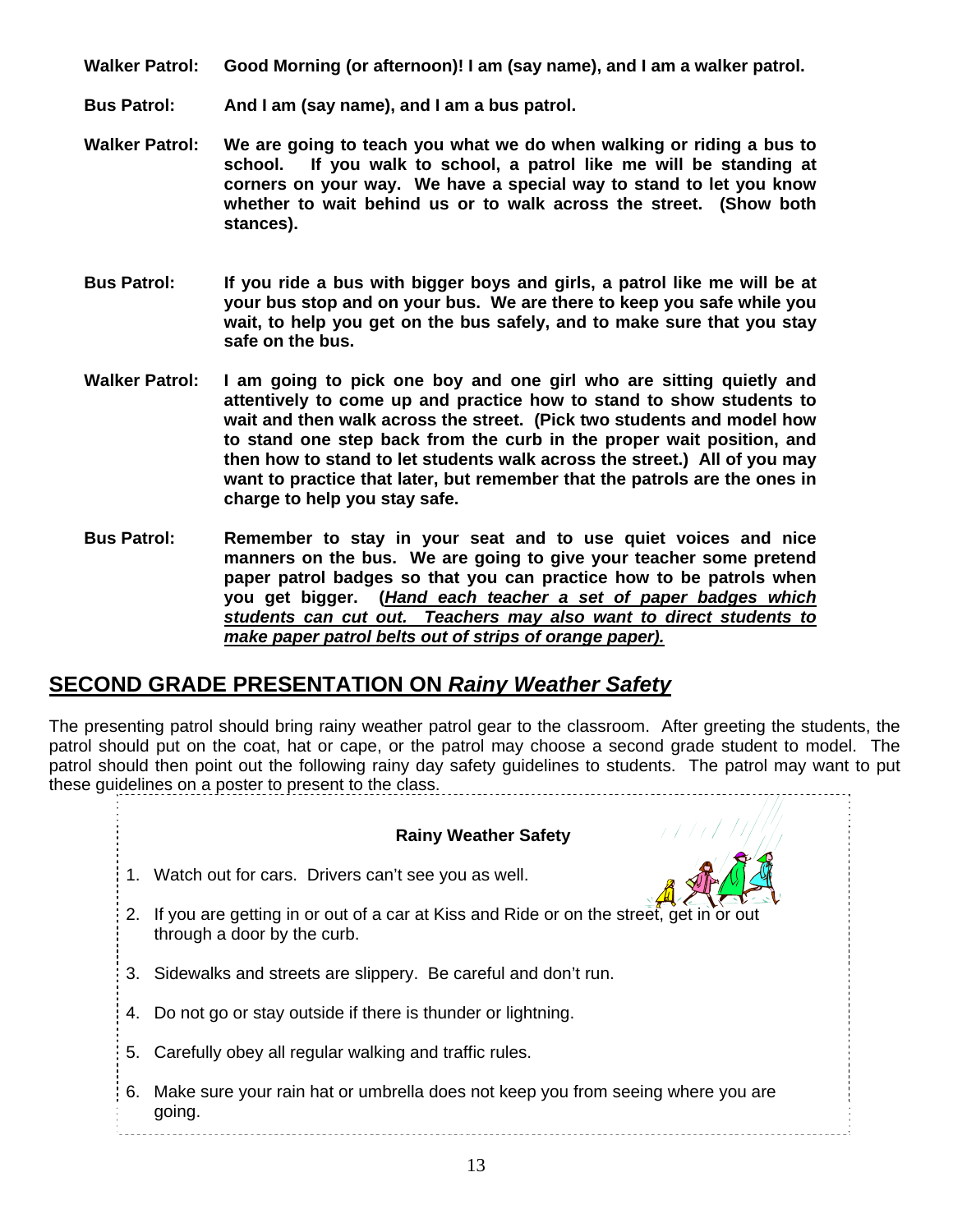**Walker Patrol:** **Good Morning (or afternoon)! I am (say name), and I am a walker patrol.**

**Bus Patrol:** **And I am (say name), and I am a bus patrol.**

**Walker Patrol:** **We are going to teach you what we do when walking or riding a bus to school. If you walk to school, a patrol like me will be standing at corners on your way. We have a special way to stand to let you know whether to wait behind us or to walk across the street. (Show both stances).**

**Bus Patrol:** **If you ride a bus with bigger boys and girls, a patrol like me will be at your bus stop and on your bus. We are there to keep you safe while you wait, to help you get on the bus safely, and to make sure that you stay safe on the bus.**

**Walker Patrol:** **I am going to pick one boy and one girl who are sitting quietly and attentively to come up and practice how to stand to show students to wait and then walk across the street. (Pick two students and model how to stand one step back from the curb in the proper wait position, and then how to stand to let students walk across the street.) All of you may want to practice that later, but remember that the patrols are the ones in charge to help you stay safe.**

**Bus Patrol:** **Remember to stay in your seat and to use quiet voices and nice manners on the bus. We are going to give your teacher some pretend paper patrol badges so that you can practice how to be patrols when you get bigger. (*Hand each teacher a set of paper badges which students can cut out. Teachers may also want to direct students to make paper patrol belts out of strips of orange paper).***

## SECOND GRADE PRESENTATION ON *Rainy Weather Safety*

The presenting patrol should bring rainy weather patrol gear to the classroom. After greeting the students, the patrol should put on the coat, hat or cape, or the patrol may choose a second grade student to model. The patrol should then point out the following rainy day safety guidelines to students. The patrol may want to put these guidelines on a poster to present to the class.

**Rainy Weather Safety**

1. Watch out for cars. Drivers can't see you as well.
2. If you are getting in or out of a car at Kiss and Ride or on the street, get in or out through a door by the curb.
3. Sidewalks and streets are slippery. Be careful and don't run.
4. Do not go or stay outside if there is thunder or lightning.
5. Carefully obey all regular walking and traffic rules.
6. Make sure your rain hat or umbrella does not keep you from seeing where you are going.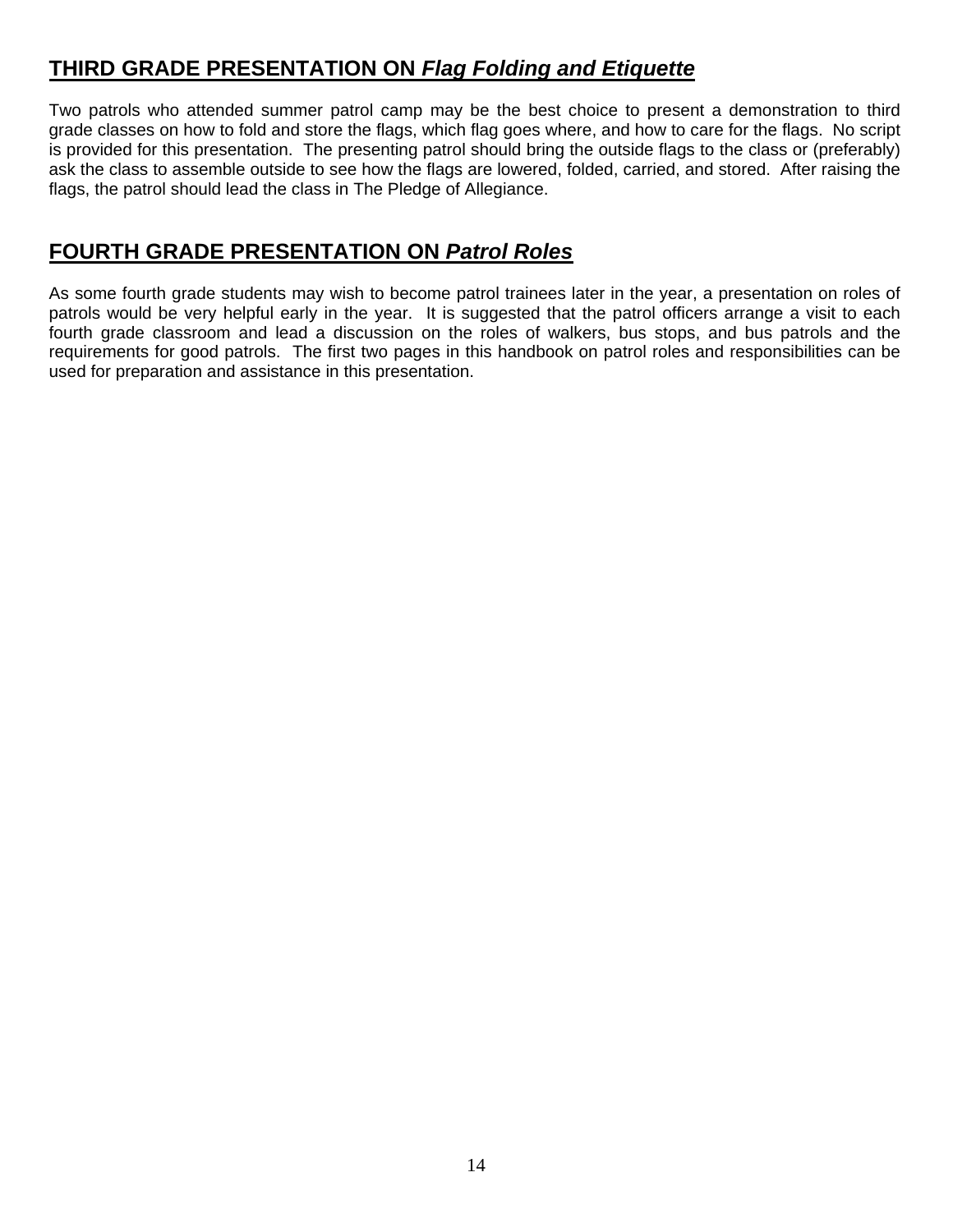## THIRD GRADE PRESENTATION ON *Flag Folding and Etiquette*

Two patrols who attended summer patrol camp may be the best choice to present a demonstration to third grade classes on how to fold and store the flags, which flag goes where, and how to care for the flags. No script is provided for this presentation. The presenting patrol should bring the outside flags to the class or (preferably) ask the class to assemble outside to see how the flags are lowered, folded, carried, and stored. After raising the flags, the patrol should lead the class in The Pledge of Allegiance.

## FOURTH GRADE PRESENTATION ON *Patrol Roles*

As some fourth grade students may wish to become patrol trainees later in the year, a presentation on roles of patrols would be very helpful early in the year. It is suggested that the patrol officers arrange a visit to each fourth grade classroom and lead a discussion on the roles of walkers, bus stops, and bus patrols and the requirements for good patrols. The first two pages in this handbook on patrol roles and responsibilities can be used for preparation and assistance in this presentation.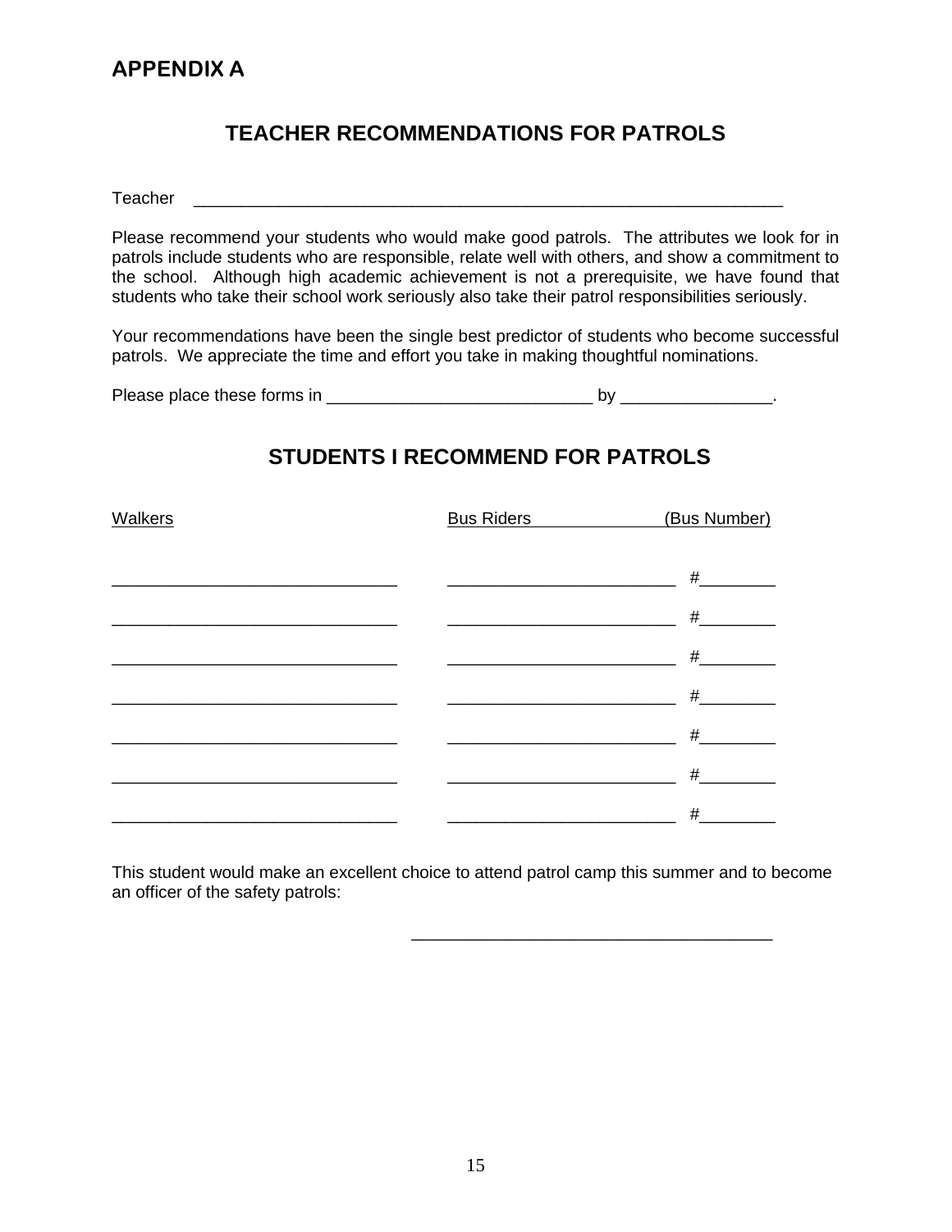## APPENDIX A

# TEACHER RECOMMENDATIONS FOR PATROLS

Teacher ________________________________________________________________

Please recommend your students who would make good patrols. The attributes we look for in patrols include students who are responsible, relate well with others, and show a commitment to the school. Although high academic achievement is not a prerequisite, we have found that students who take their school work seriously also take their patrol responsibilities seriously.

Your recommendations have been the single best predictor of students who become successful patrols. We appreciate the time and effort you take in making thoughtful nominations.

Please place these forms in ____________________________ by ________________.

# STUDENTS I RECOMMEND FOR PATROLS

| Walkers | Bus Riders | (Bus Number) |
|---|---|---|
| ______________________________ | ________________________ | #________ |
| ______________________________ | ________________________ | #________ |
| ______________________________ | ________________________ | #________ |
| ______________________________ | ________________________ | #________ |
| ______________________________ | ________________________ | #________ |
| ______________________________ | ________________________ | #________ |
| ______________________________ | ________________________ | #________ |

This student would make an excellent choice to attend patrol camp this summer and to become an officer of the safety patrols:

______________________________________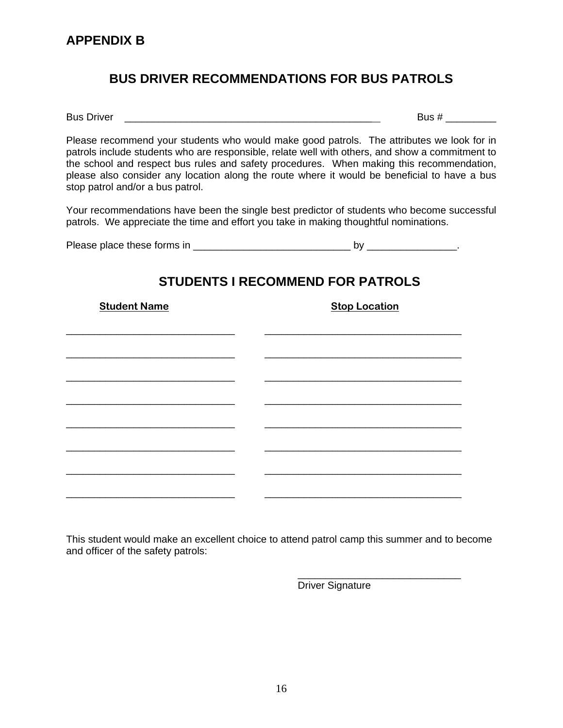# APPENDIX B

## BUS DRIVER RECOMMENDATIONS FOR BUS PATROLS

Bus Driver ______________________________________________ Bus # _________

Please recommend your students who would make good patrols. The attributes we look for in patrols include students who are responsible, relate well with others, and show a commitment to the school and respect bus rules and safety procedures. When making this recommendation, please also consider any location along the route where it would be beneficial to have a bus stop patrol and/or a bus patrol.

Your recommendations have been the single best predictor of students who become successful patrols. We appreciate the time and effort you take in making thoughtful nominations.

Please place these forms in ____________________________ by ________________.

## STUDENTS I RECOMMEND FOR PATROLS

| **Student Name** | **Stop Location** |
|---|---|
| ______________________________ | ___________________________________ |
| ______________________________ | ___________________________________ |
| ______________________________ | ___________________________________ |
| ______________________________ | ___________________________________ |
| ______________________________ | ___________________________________ |
| ______________________________ | ___________________________________ |
| ______________________________ | ___________________________________ |
| ______________________________ | ___________________________________ |

This student would make an excellent choice to attend patrol camp this summer and to become and officer of the safety patrols:

_____________________________
Driver Signature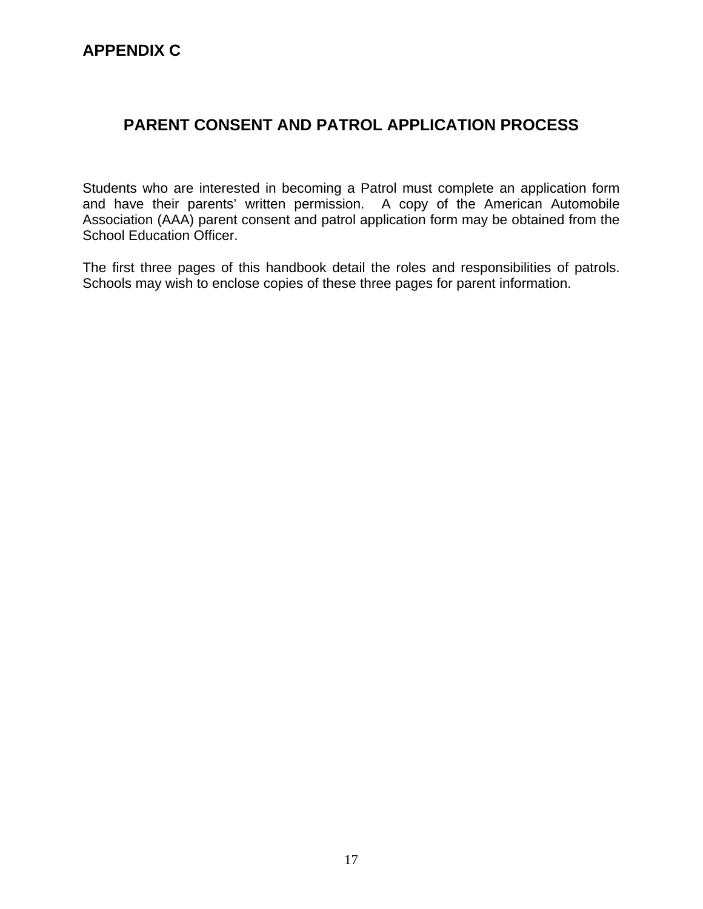## APPENDIX C

# PARENT CONSENT AND PATROL APPLICATION PROCESS

Students who are interested in becoming a Patrol must complete an application form and have their parents' written permission. A copy of the American Automobile Association (AAA) parent consent and patrol application form may be obtained from the School Education Officer.

The first three pages of this handbook detail the roles and responsibilities of patrols. Schools may wish to enclose copies of these three pages for parent information.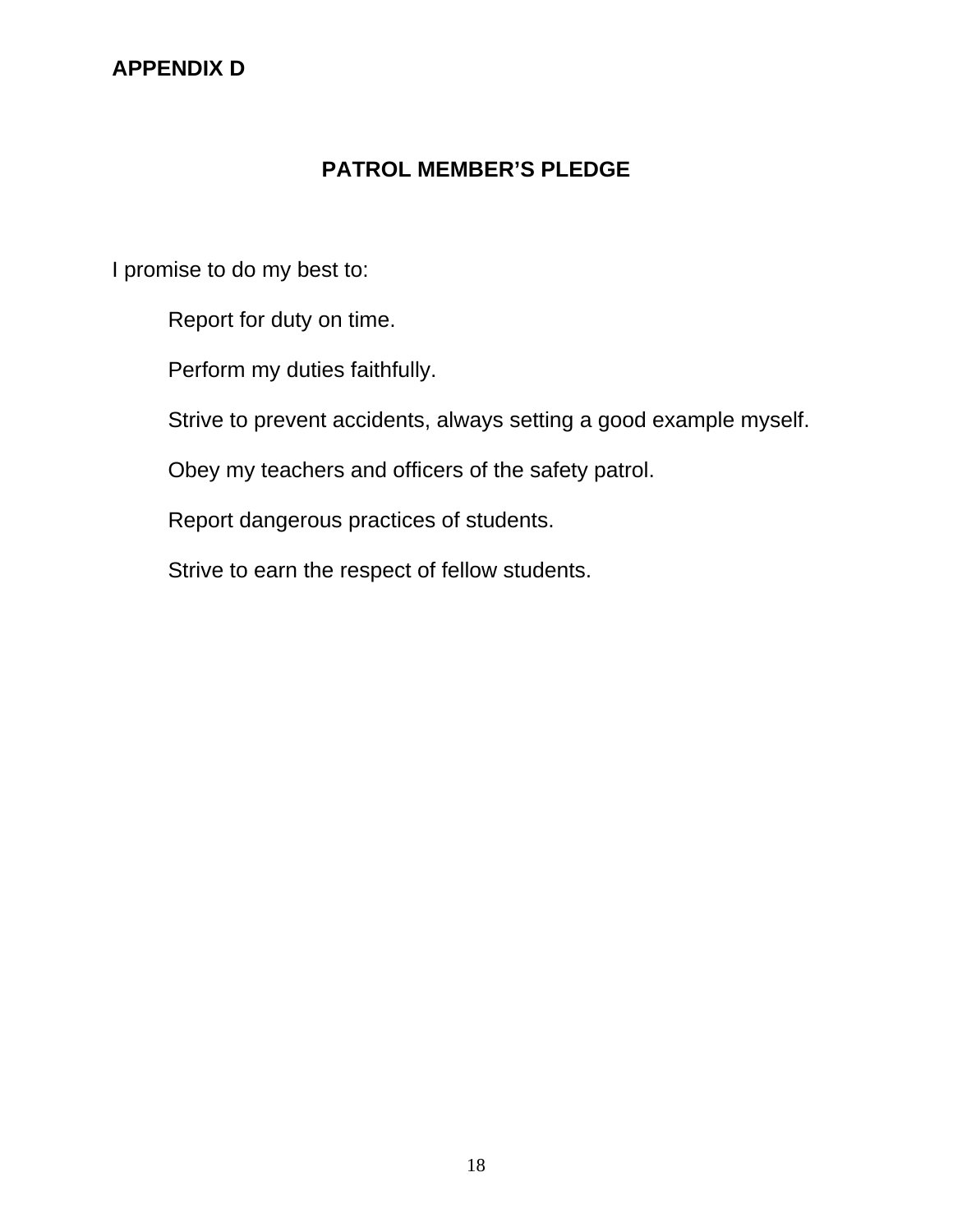## APPENDIX D

# PATROL MEMBER'S PLEDGE

I promise to do my best to:

Report for duty on time.

Perform my duties faithfully.

Strive to prevent accidents, always setting a good example myself.

Obey my teachers and officers of the safety patrol.

Report dangerous practices of students.

Strive to earn the respect of fellow students.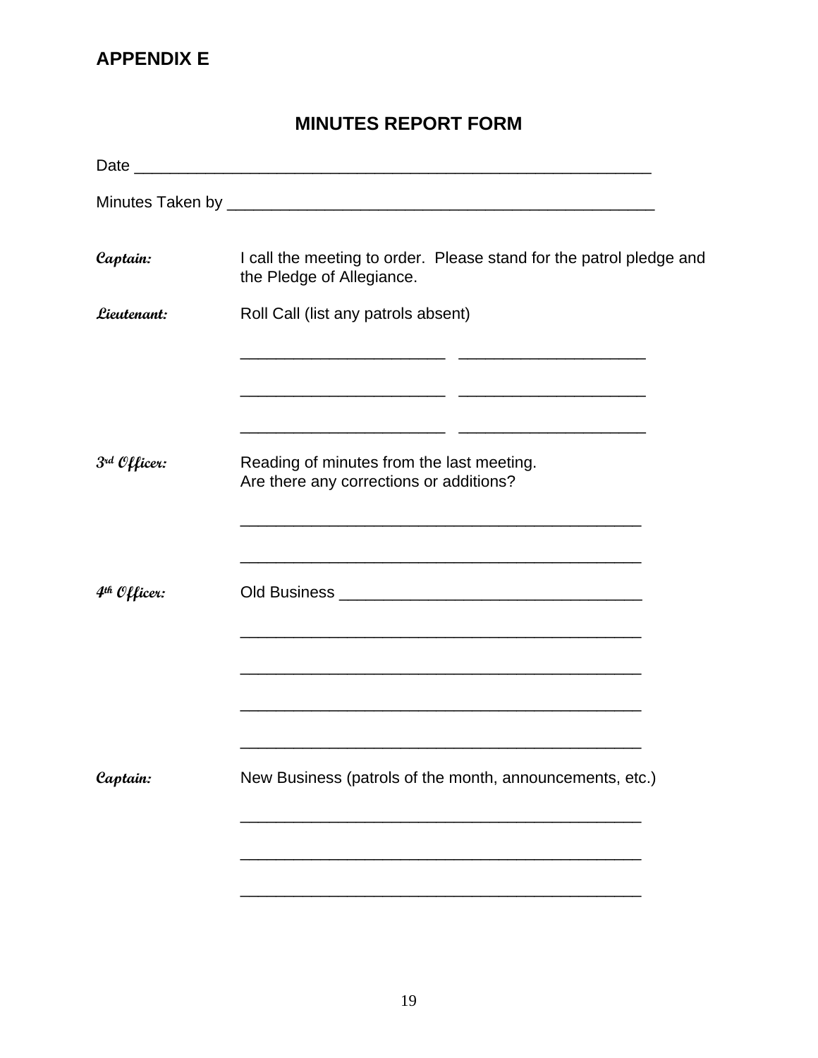## APPENDIX E

# MINUTES REPORT FORM

Date ___________________________________________________________

Minutes Taken by ________________________________________________

*Captain:* I call the meeting to order. Please stand for the patrol pledge and the Pledge of Allegiance.

*Lieutenant:* Roll Call (list any patrols absent)

_______________________ _____________________

_______________________ _____________________

_______________________ _____________________

*3rd Officer:* Reading of minutes from the last meeting.
Are there any corrections or additions?

_____________________________________________

_____________________________________________

*4th Officer:* Old Business __________________________________

_____________________________________________

_____________________________________________

_____________________________________________

_____________________________________________

*Captain:* New Business (patrols of the month, announcements, etc.)

_____________________________________________

_____________________________________________

_____________________________________________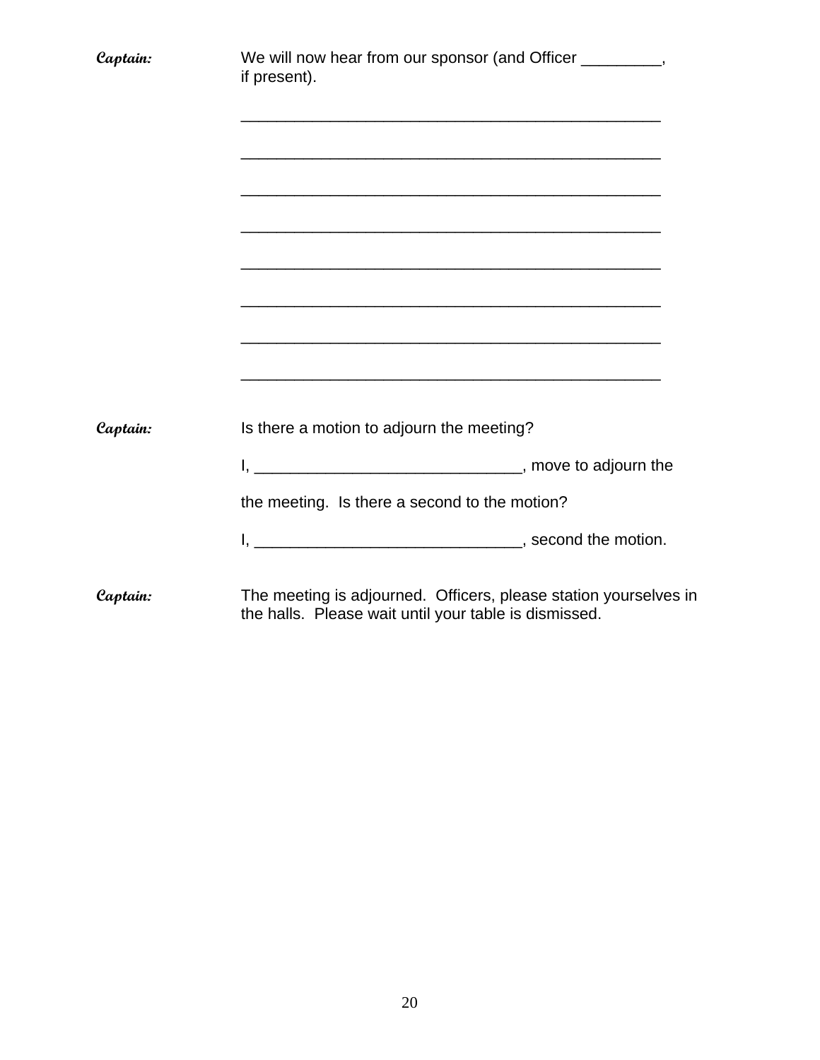***Captain:*** We will now hear from our sponsor (and Officer _________, if present).

_________________________________________________

_________________________________________________

_________________________________________________

_________________________________________________

_________________________________________________

_________________________________________________

_________________________________________________

_________________________________________________

***Captain:*** Is there a motion to adjourn the meeting?

I, ______________________________, move to adjourn the

the meeting. Is there a second to the motion?

I, ______________________________, second the motion.

***Captain:*** The meeting is adjourned. Officers, please station yourselves in the halls. Please wait until your table is dismissed.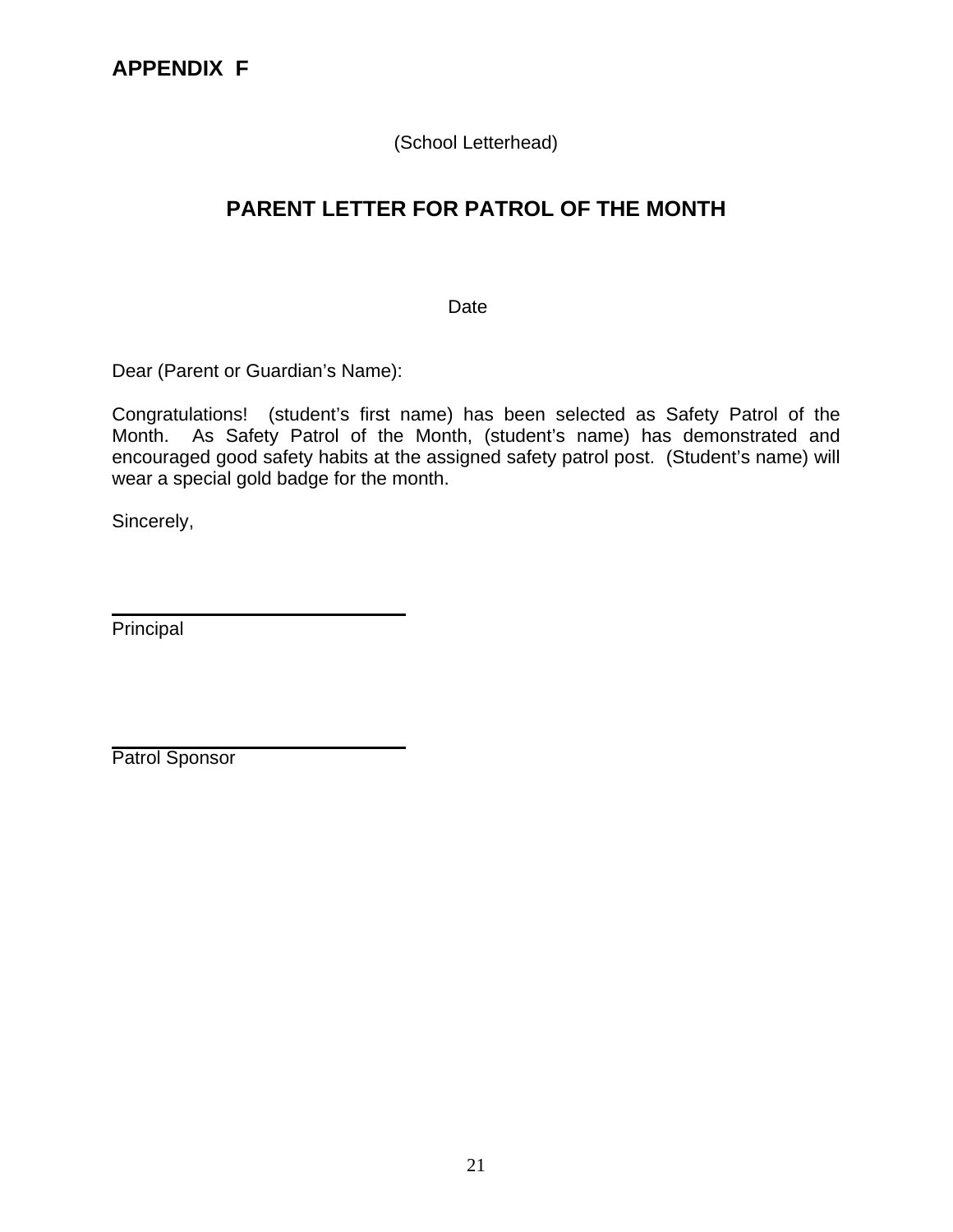# APPENDIX F

(School Letterhead)

## PARENT LETTER FOR PATROL OF THE MONTH

Date

Dear (Parent or Guardian's Name):

Congratulations! (student's first name) has been selected as Safety Patrol of the Month. As Safety Patrol of the Month, (student's name) has demonstrated and encouraged good safety habits at the assigned safety patrol post. (Student's name) will wear a special gold badge for the month.

Sincerely,

\_\_\_\_\_\_\_\_\_\_\_\_\_\_\_\_\_\_\_\_\_\_\_\_\_\_\_\_\_\_
Principal

\_\_\_\_\_\_\_\_\_\_\_\_\_\_\_\_\_\_\_\_\_\_\_\_\_\_\_\_\_\_
Patrol Sponsor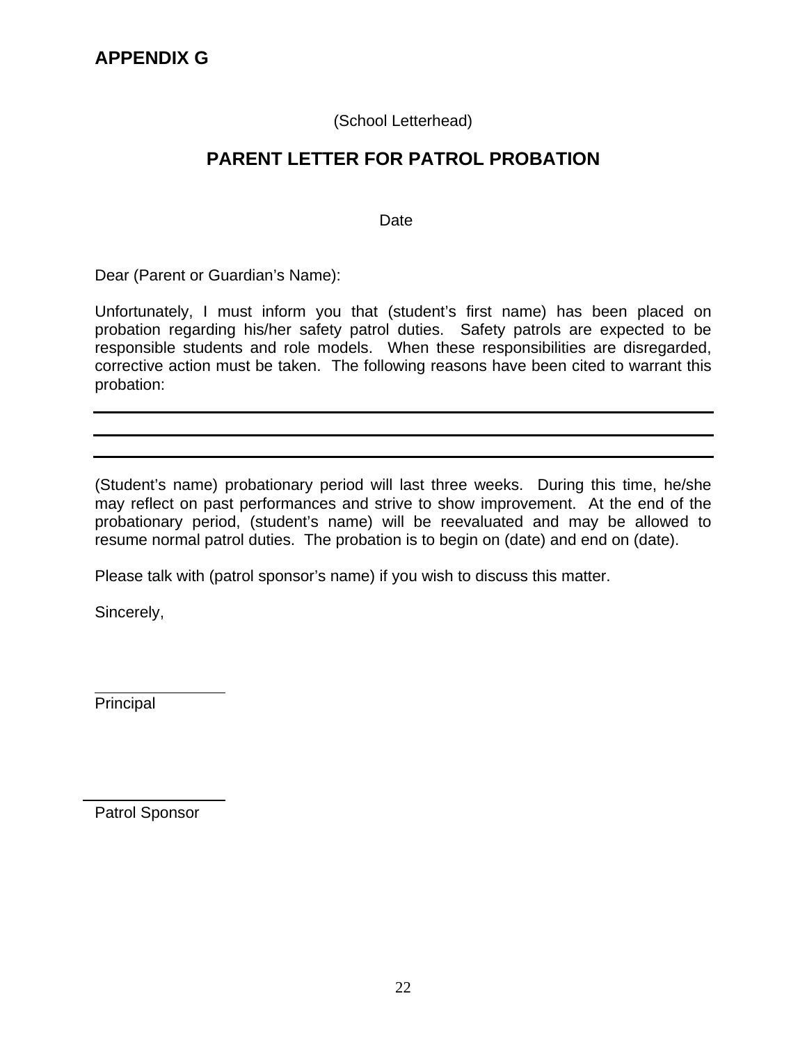# APPENDIX G

(School Letterhead)

## PARENT LETTER FOR PATROL PROBATION

Date

Dear (Parent or Guardian's Name):

Unfortunately, I must inform you that (student's first name) has been placed on probation regarding his/her safety patrol duties. Safety patrols are expected to be responsible students and role models. When these responsibilities are disregarded, corrective action must be taken. The following reasons have been cited to warrant this probation:

\_\_\_\_\_\_\_\_\_\_\_\_\_\_\_\_\_\_\_\_\_\_\_\_\_\_\_\_\_\_\_\_\_\_\_\_\_\_\_\_\_\_\_\_\_\_\_\_\_\_\_\_\_\_\_\_\_\_\_\_\_\_\_\_\_\_\_\_\_\_\_\_

\_\_\_\_\_\_\_\_\_\_\_\_\_\_\_\_\_\_\_\_\_\_\_\_\_\_\_\_\_\_\_\_\_\_\_\_\_\_\_\_\_\_\_\_\_\_\_\_\_\_\_\_\_\_\_\_\_\_\_\_\_\_\_\_\_\_\_\_\_\_\_\_

\_\_\_\_\_\_\_\_\_\_\_\_\_\_\_\_\_\_\_\_\_\_\_\_\_\_\_\_\_\_\_\_\_\_\_\_\_\_\_\_\_\_\_\_\_\_\_\_\_\_\_\_\_\_\_\_\_\_\_\_\_\_\_\_\_\_\_\_\_\_\_\_

(Student's name) probationary period will last three weeks. During this time, he/she may reflect on past performances and strive to show improvement. At the end of the probationary period, (student's name) will be reevaluated and may be allowed to resume normal patrol duties. The probation is to begin on (date) and end on (date).

Please talk with (patrol sponsor's name) if you wish to discuss this matter.

Sincerely,

\_\_\_\_\_\_\_\_\_\_\_\_\_\_\_\_\_\_\_\_
Principal

\_\_\_\_\_\_\_\_\_\_\_\_\_\_\_\_\_\_\_\_
Patrol Sponsor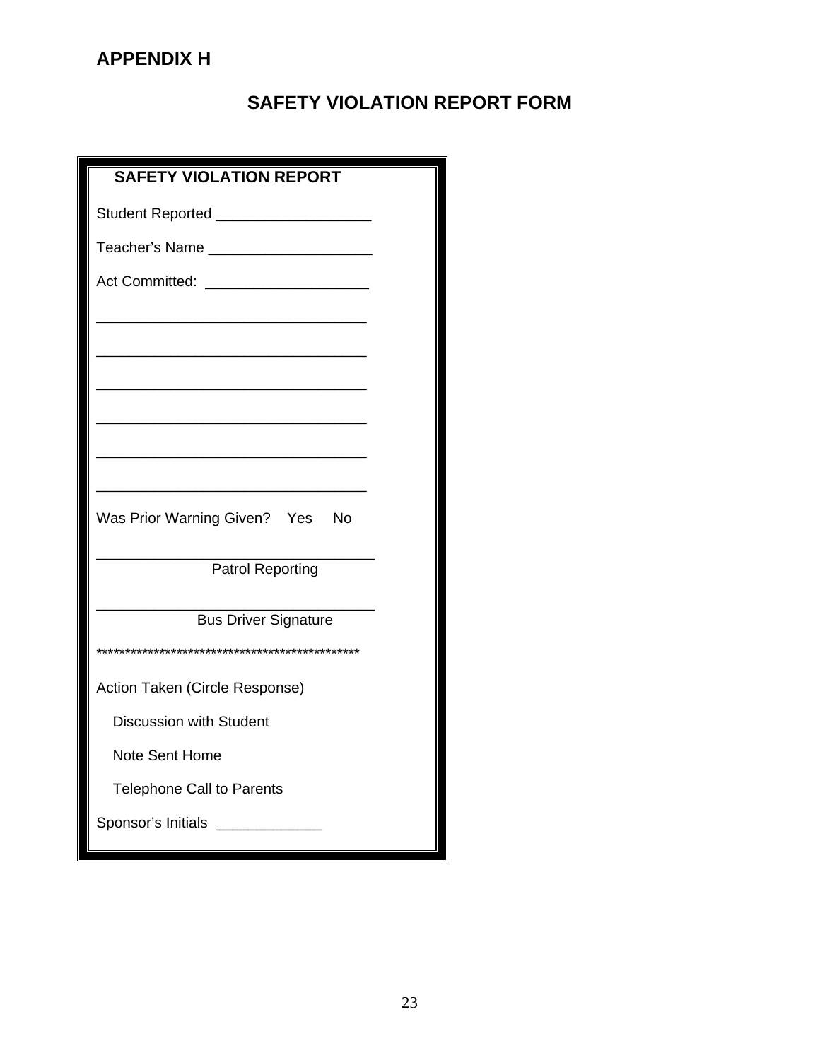## APPENDIX H

# SAFETY VIOLATION REPORT FORM

**SAFETY VIOLATION REPORT**

Student Reported ___________________

Teacher's Name ____________________

Act Committed: ____________________

__________________________________

__________________________________

__________________________________

__________________________________

__________________________________

__________________________________

Was Prior Warning Given? Yes No

___________________________________
Patrol Reporting

___________________________________
Bus Driver Signature

**********************************************

Action Taken (Circle Response)

Discussion with Student

Note Sent Home

Telephone Call to Parents

Sponsor's Initials _____________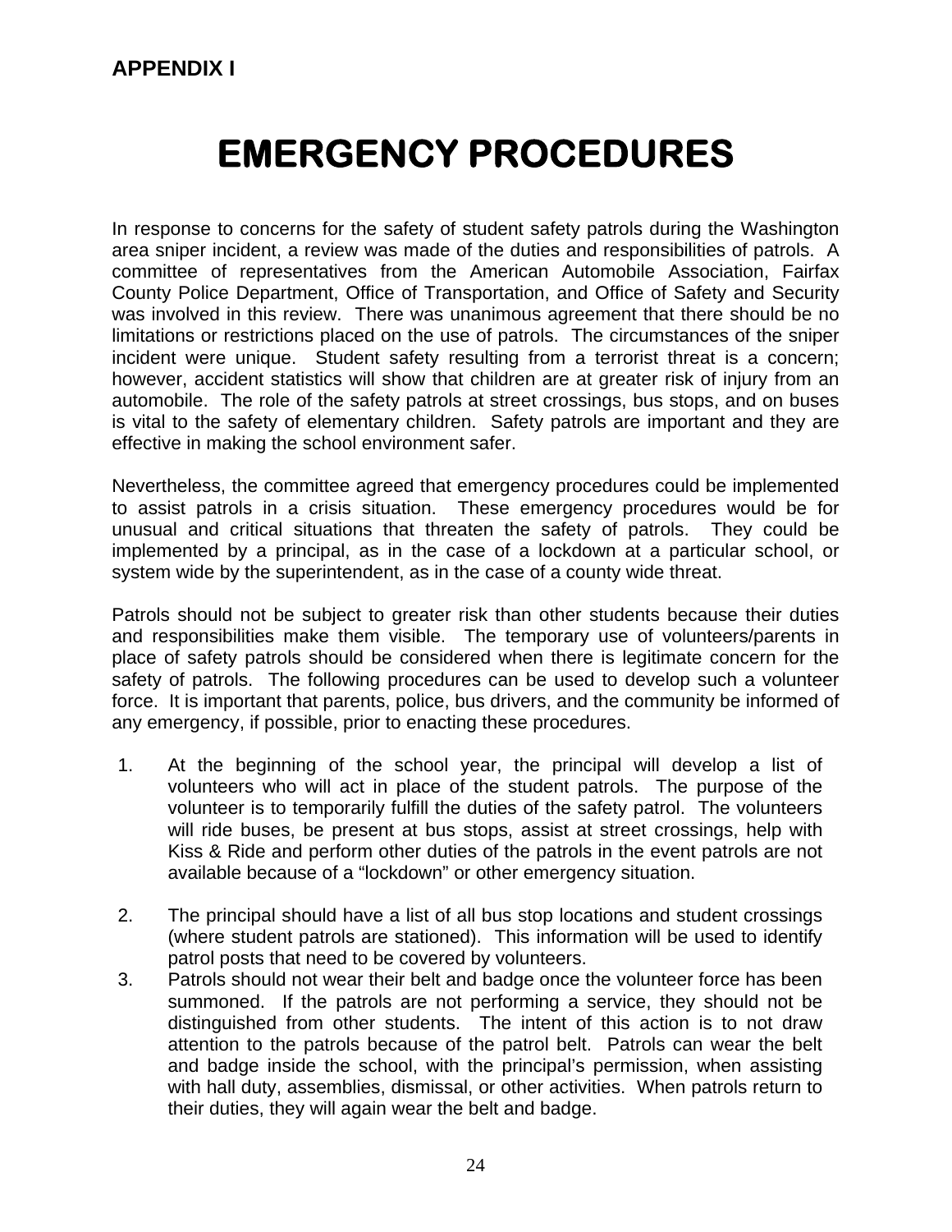**APPENDIX I**

# EMERGENCY PROCEDURES

In response to concerns for the safety of student safety patrols during the Washington area sniper incident, a review was made of the duties and responsibilities of patrols. A committee of representatives from the American Automobile Association, Fairfax County Police Department, Office of Transportation, and Office of Safety and Security was involved in this review. There was unanimous agreement that there should be no limitations or restrictions placed on the use of patrols. The circumstances of the sniper incident were unique. Student safety resulting from a terrorist threat is a concern; however, accident statistics will show that children are at greater risk of injury from an automobile. The role of the safety patrols at street crossings, bus stops, and on buses is vital to the safety of elementary children. Safety patrols are important and they are effective in making the school environment safer.

Nevertheless, the committee agreed that emergency procedures could be implemented to assist patrols in a crisis situation. These emergency procedures would be for unusual and critical situations that threaten the safety of patrols. They could be implemented by a principal, as in the case of a lockdown at a particular school, or system wide by the superintendent, as in the case of a county wide threat.

Patrols should not be subject to greater risk than other students because their duties and responsibilities make them visible. The temporary use of volunteers/parents in place of safety patrols should be considered when there is legitimate concern for the safety of patrols. The following procedures can be used to develop such a volunteer force. It is important that parents, police, bus drivers, and the community be informed of any emergency, if possible, prior to enacting these procedures.

1. At the beginning of the school year, the principal will develop a list of volunteers who will act in place of the student patrols. The purpose of the volunteer is to temporarily fulfill the duties of the safety patrol. The volunteers will ride buses, be present at bus stops, assist at street crossings, help with Kiss & Ride and perform other duties of the patrols in the event patrols are not available because of a "lockdown" or other emergency situation.

2. The principal should have a list of all bus stop locations and student crossings (where student patrols are stationed). This information will be used to identify patrol posts that need to be covered by volunteers.

3. Patrols should not wear their belt and badge once the volunteer force has been summoned. If the patrols are not performing a service, they should not be distinguished from other students. The intent of this action is to not draw attention to the patrols because of the patrol belt. Patrols can wear the belt and badge inside the school, with the principal's permission, when assisting with hall duty, assemblies, dismissal, or other activities. When patrols return to their duties, they will again wear the belt and badge.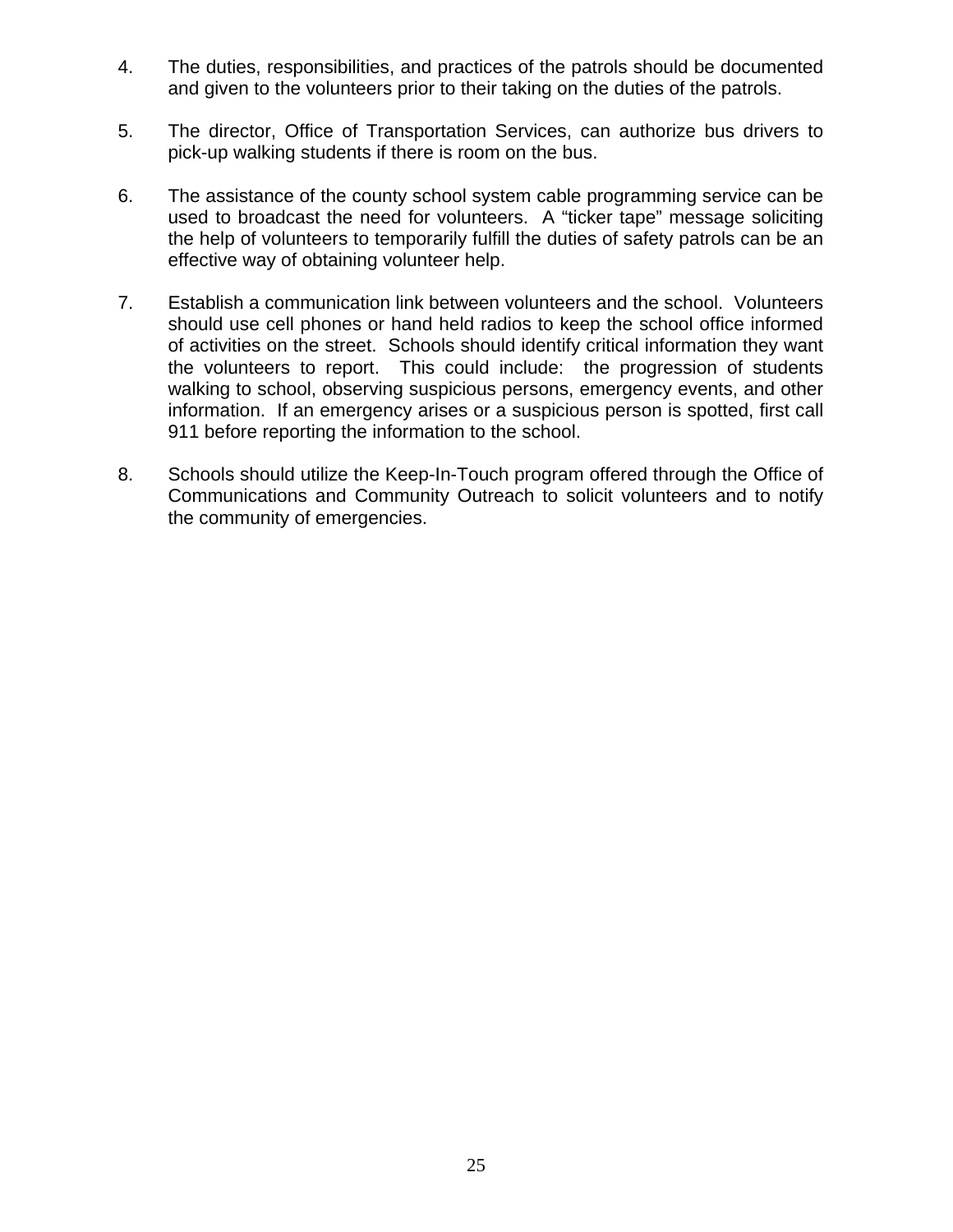4. The duties, responsibilities, and practices of the patrols should be documented and given to the volunteers prior to their taking on the duties of the patrols.

5. The director, Office of Transportation Services, can authorize bus drivers to pick-up walking students if there is room on the bus.

6. The assistance of the county school system cable programming service can be used to broadcast the need for volunteers. A "ticker tape" message soliciting the help of volunteers to temporarily fulfill the duties of safety patrols can be an effective way of obtaining volunteer help.

7. Establish a communication link between volunteers and the school. Volunteers should use cell phones or hand held radios to keep the school office informed of activities on the street. Schools should identify critical information they want the volunteers to report. This could include: the progression of students walking to school, observing suspicious persons, emergency events, and other information. If an emergency arises or a suspicious person is spotted, first call 911 before reporting the information to the school.

8. Schools should utilize the Keep-In-Touch program offered through the Office of Communications and Community Outreach to solicit volunteers and to notify the community of emergencies.